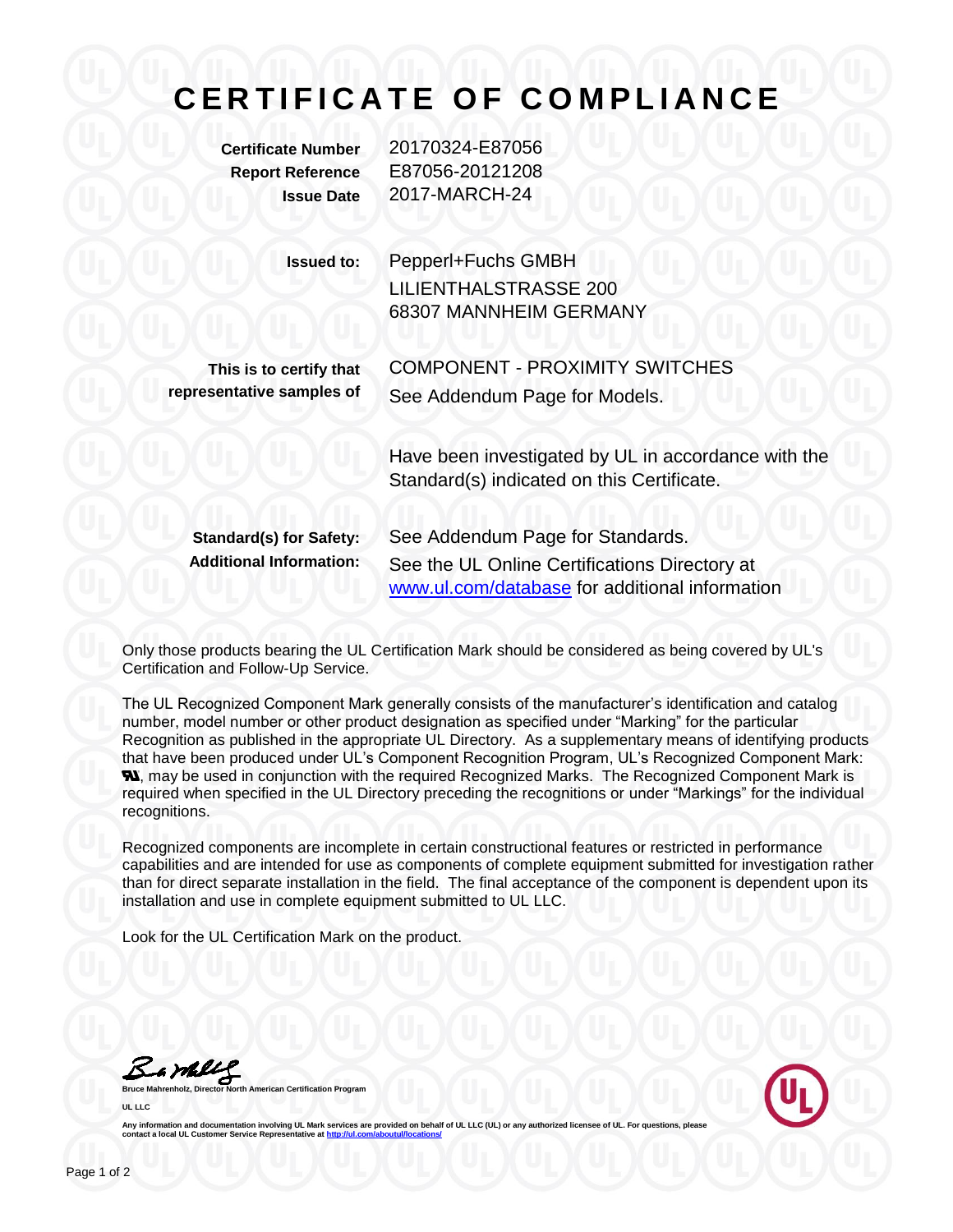# CERTIFICATE OF COMPLIANCE

**Certificate Number** 20170324-E87056
**Report Reference** E87056-20121208
**Issue Date** 2017-MARCH-24

**Issued to:** Pepperl+Fuchs GMBH
LILIENTHALSTRASSE 200
68307 MANNHEIM GERMANY

**This is to certify that representative samples of** COMPONENT - PROXIMITY SWITCHES
See Addendum Page for Models.

Have been investigated by UL in accordance with the Standard(s) indicated on this Certificate.

**Standard(s) for Safety:** See Addendum Page for Standards.
**Additional Information:** See the UL Online Certifications Directory at www.ul.com/database for additional information

Only those products bearing the UL Certification Mark should be considered as being covered by UL's Certification and Follow-Up Service.

The UL Recognized Component Mark generally consists of the manufacturer's identification and catalog number, model number or other product designation as specified under "Marking" for the particular Recognition as published in the appropriate UL Directory. As a supplementary means of identifying products that have been produced under UL's Component Recognition Program, UL's Recognized Component Mark: ЯU, may be used in conjunction with the required Recognized Marks. The Recognized Component Mark is required when specified in the UL Directory preceding the recognitions or under "Markings" for the individual recognitions.

Recognized components are incomplete in certain constructional features or restricted in performance capabilities and are intended for use as components of complete equipment submitted for investigation rather than for direct separate installation in the field. The final acceptance of the component is dependent upon its installation and use in complete equipment submitted to UL LLC.

Look for the UL Certification Mark on the product.

**Bruce Mahrenholz, Director North American Certification Program**

**UL LLC**

Any information and documentation involving UL Mark services are provided on behalf of UL LLC (UL) or any authorized licensee of UL. For questions, please contact a local UL Customer Service Representative at http://ul.com/aboutul/locations/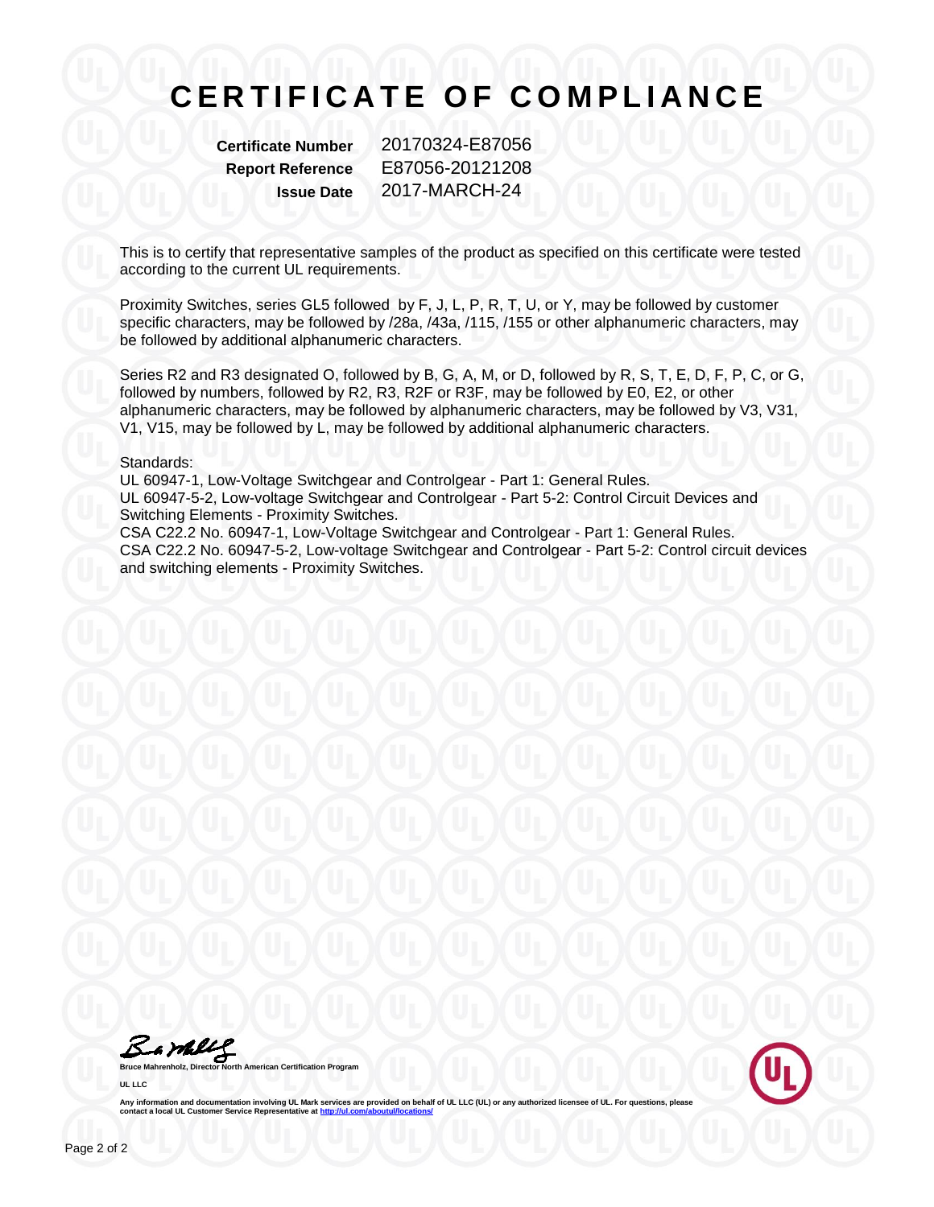# CERTIFICATE OF COMPLIANCE

**Certificate Number** 20170324-E87056
**Report Reference** E87056-20121208
**Issue Date** 2017-MARCH-24

This is to certify that representative samples of the product as specified on this certificate were tested according to the current UL requirements.

Proximity Switches, series GL5 followed by F, J, L, P, R, T, U, or Y, may be followed by customer specific characters, may be followed by /28a, /43a, /115, /155 or other alphanumeric characters, may be followed by additional alphanumeric characters.

Series R2 and R3 designated O, followed by B, G, A, M, or D, followed by R, S, T, E, D, F, P, C, or G, followed by numbers, followed by R2, R3, R2F or R3F, may be followed by E0, E2, or other alphanumeric characters, may be followed by alphanumeric characters, may be followed by V3, V31, V1, V15, may be followed by L, may be followed by additional alphanumeric characters.

Standards:
UL 60947-1, Low-Voltage Switchgear and Controlgear - Part 1: General Rules.
UL 60947-5-2, Low-voltage Switchgear and Controlgear - Part 5-2: Control Circuit Devices and Switching Elements - Proximity Switches.
CSA C22.2 No. 60947-1, Low-Voltage Switchgear and Controlgear - Part 1: General Rules.
CSA C22.2 No. 60947-5-2, Low-voltage Switchgear and Controlgear - Part 5-2: Control circuit devices and switching elements - Proximity Switches.

**Bruce Mahrenholz, Director North American Certification Program**

**UL LLC**

Any information and documentation involving UL Mark services are provided on behalf of UL LLC (UL) or any authorized licensee of UL. For questions, please contact a local UL Customer Service Representative at http://ul.com/aboutul/locations/